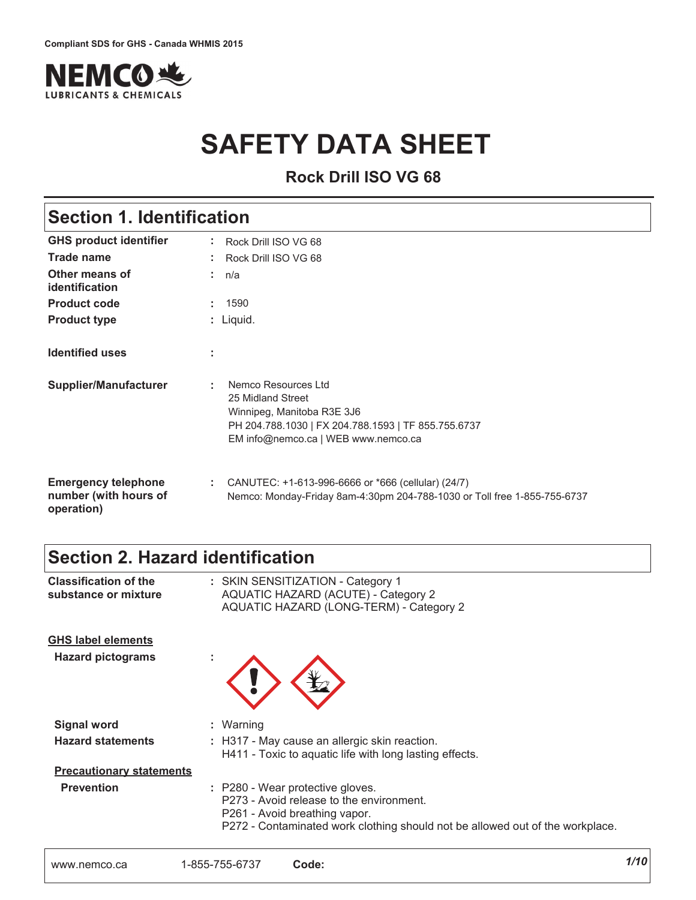Compliant SDS for GHS - Canada WHMIS 2015

# SAFETY DATA SHEET

**Rock Drill ISO VG 68**

## Section 1. Identification

| | |
|---|---|
| **GHS product identifier** | : Rock Drill ISO VG 68 |
| **Trade name** | : Rock Drill ISO VG 68 |
| **Other means of identification** | : n/a |
| **Product code** | : 1590 |
| **Product type** | : Liquid. |
| **Identified uses** | : |
| **Supplier/Manufacturer** | : Nemco Resources Ltd<br>25 Midland Street<br>Winnipeg, Manitoba R3E 3J6<br>PH 204.788.1030 \| FX 204.788.1593 \| TF 855.755.6737<br>EM info@nemco.ca \| WEB www.nemco.ca |
| **Emergency telephone number (with hours of operation)** | : CANUTEC: +1-613-996-6666 or *666 (cellular) (24/7)<br>Nemco: Monday-Friday 8am-4:30pm 204-788-1030 or Toll free 1-855-755-6737 |

## Section 2. Hazard identification

**Classification of the substance or mixture** : SKIN SENSITIZATION - Category 1
AQUATIC HAZARD (ACUTE) - Category 2
AQUATIC HAZARD (LONG-TERM) - Category 2

**GHS label elements**

**Hazard pictograms** :

**Signal word** : Warning

**Hazard statements** : H317 - May cause an allergic skin reaction.
H411 - Toxic to aquatic life with long lasting effects.

**Precautionary statements**

**Prevention** : P280 - Wear protective gloves.
P273 - Avoid release to the environment.
P261 - Avoid breathing vapor.
P272 - Contaminated work clothing should not be allowed out of the workplace.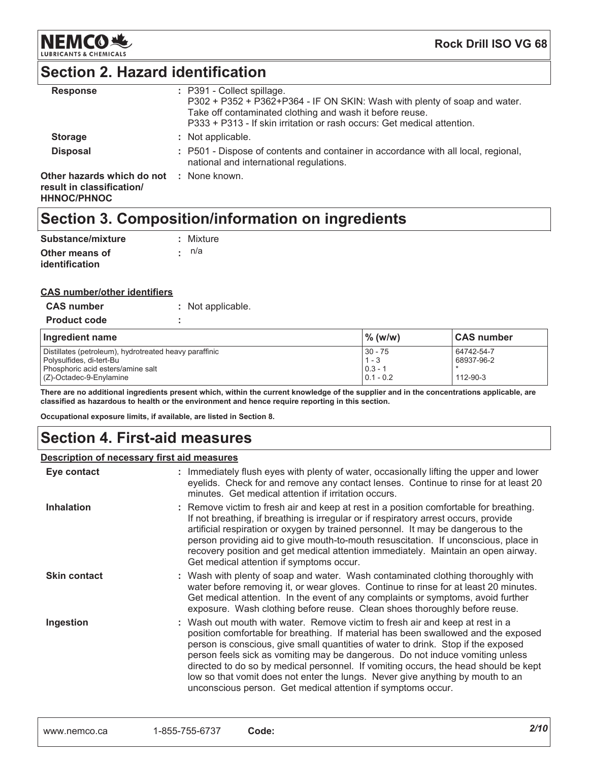## Section 2. Hazard identification

| | |
|---|---|
| **Response** | : P391 - Collect spillage.<br>P302 + P352 + P362+P364 - IF ON SKIN: Wash with plenty of soap and water. Take off contaminated clothing and wash it before reuse.<br>P333 + P313 - If skin irritation or rash occurs: Get medical attention. |
| **Storage** | : Not applicable. |
| **Disposal** | : P501 - Dispose of contents and container in accordance with all local, regional, national and international regulations. |
| **Other hazards which do not result in classification/ HHNOC/PHNOC** | : None known. |

## Section 3. Composition/information on ingredients

| | |
|---|---|
| **Substance/mixture** | : Mixture |
| **Other means of identification** | : n/a |

**CAS number/other identifiers**

| | |
|---|---|
| **CAS number** | : Not applicable. |
| **Product code** | : |

| Ingredient name | % (w/w) | CAS number |
|---|---|---|
| Distillates (petroleum), hydrotreated heavy paraffinic | 30 - 75 | 64742-54-7 |
| Polysulfides, di-tert-Bu | 1 - 3 | 68937-96-2 |
| Phosphoric acid esters/amine salt | 0.3 - 1 | * |
| (Z)-Octadec-9-Enylamine | 0.1 - 0.2 | 112-90-3 |

**There are no additional ingredients present which, within the current knowledge of the supplier and in the concentrations applicable, are classified as hazardous to health or the environment and hence require reporting in this section.**

**Occupational exposure limits, if available, are listed in Section 8.**

## Section 4. First-aid measures

**Description of necessary first aid measures**

| | |
|---|---|
| **Eye contact** | : Immediately flush eyes with plenty of water, occasionally lifting the upper and lower eyelids. Check for and remove any contact lenses. Continue to rinse for at least 20 minutes. Get medical attention if irritation occurs. |
| **Inhalation** | : Remove victim to fresh air and keep at rest in a position comfortable for breathing. If not breathing, if breathing is irregular or if respiratory arrest occurs, provide artificial respiration or oxygen by trained personnel. It may be dangerous to the person providing aid to give mouth-to-mouth resuscitation. If unconscious, place in recovery position and get medical attention immediately. Maintain an open airway. Get medical attention if symptoms occur. |
| **Skin contact** | : Wash with plenty of soap and water. Wash contaminated clothing thoroughly with water before removing it, or wear gloves. Continue to rinse for at least 20 minutes. Get medical attention. In the event of any complaints or symptoms, avoid further exposure. Wash clothing before reuse. Clean shoes thoroughly before reuse. |
| **Ingestion** | : Wash out mouth with water. Remove victim to fresh air and keep at rest in a position comfortable for breathing. If material has been swallowed and the exposed person is conscious, give small quantities of water to drink. Stop if the exposed person feels sick as vomiting may be dangerous. Do not induce vomiting unless directed to do so by medical personnel. If vomiting occurs, the head should be kept low so that vomit does not enter the lungs. Never give anything by mouth to an unconscious person. Get medical attention if symptoms occur. |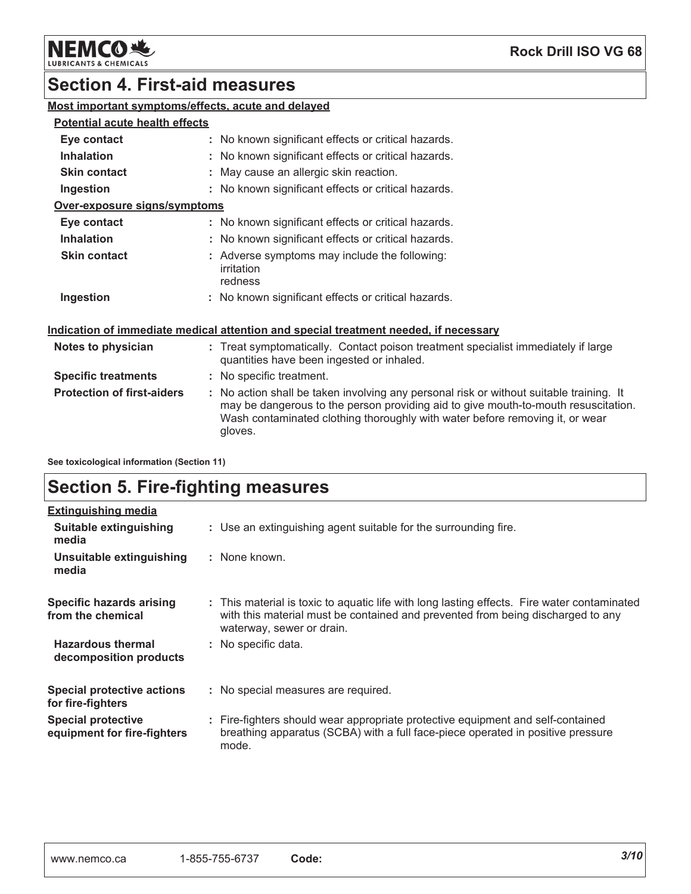## Section 4. First-aid measures

**Most important symptoms/effects, acute and delayed**

**Potential acute health effects**

| | |
|---|---|
| **Eye contact** | : No known significant effects or critical hazards. |
| **Inhalation** | : No known significant effects or critical hazards. |
| **Skin contact** | : May cause an allergic skin reaction. |
| **Ingestion** | : No known significant effects or critical hazards. |

**Over-exposure signs/symptoms**

| | |
|---|---|
| **Eye contact** | : No known significant effects or critical hazards. |
| **Inhalation** | : No known significant effects or critical hazards. |
| **Skin contact** | : Adverse symptoms may include the following: irritation redness |
| **Ingestion** | : No known significant effects or critical hazards. |

**Indication of immediate medical attention and special treatment needed, if necessary**

| | |
|---|---|
| **Notes to physician** | : Treat symptomatically. Contact poison treatment specialist immediately if large quantities have been ingested or inhaled. |
| **Specific treatments** | : No specific treatment. |
| **Protection of first-aiders** | : No action shall be taken involving any personal risk or without suitable training. It may be dangerous to the person providing aid to give mouth-to-mouth resuscitation. Wash contaminated clothing thoroughly with water before removing it, or wear gloves. |

**See toxicological information (Section 11)**

## Section 5. Fire-fighting measures

**Extinguishing media**

| | |
|---|---|
| **Suitable extinguishing media** | : Use an extinguishing agent suitable for the surrounding fire. |
| **Unsuitable extinguishing media** | : None known. |
| **Specific hazards arising from the chemical** | : This material is toxic to aquatic life with long lasting effects. Fire water contaminated with this material must be contained and prevented from being discharged to any waterway, sewer or drain. |
| **Hazardous thermal decomposition products** | : No specific data. |
| **Special protective actions for fire-fighters** | : No special measures are required. |
| **Special protective equipment for fire-fighters** | : Fire-fighters should wear appropriate protective equipment and self-contained breathing apparatus (SCBA) with a full face-piece operated in positive pressure mode. |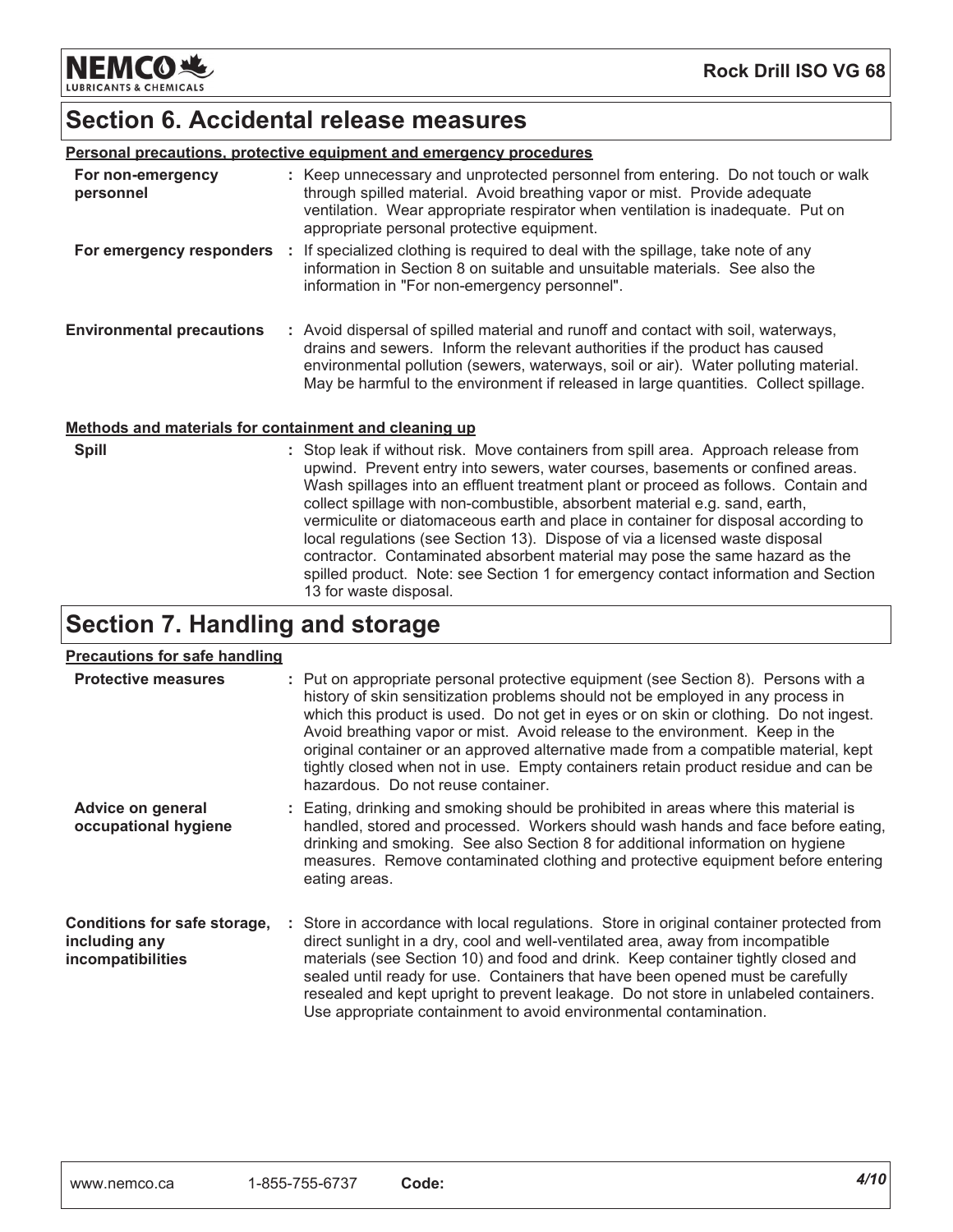## Section 6. Accidental release measures

**Personal precautions, protective equipment and emergency procedures**

| | |
|---|---|
| **For non-emergency personnel** | : Keep unnecessary and unprotected personnel from entering. Do not touch or walk through spilled material. Avoid breathing vapor or mist. Provide adequate ventilation. Wear appropriate respirator when ventilation is inadequate. Put on appropriate personal protective equipment. |
| **For emergency responders** | : If specialized clothing is required to deal with the spillage, take note of any information in Section 8 on suitable and unsuitable materials. See also the information in "For non-emergency personnel". |
| **Environmental precautions** | : Avoid dispersal of spilled material and runoff and contact with soil, waterways, drains and sewers. Inform the relevant authorities if the product has caused environmental pollution (sewers, waterways, soil or air). Water polluting material. May be harmful to the environment if released in large quantities. Collect spillage. |

**Methods and materials for containment and cleaning up**

| | |
|---|---|
| **Spill** | : Stop leak if without risk. Move containers from spill area. Approach release from upwind. Prevent entry into sewers, water courses, basements or confined areas. Wash spillages into an effluent treatment plant or proceed as follows. Contain and collect spillage with non-combustible, absorbent material e.g. sand, earth, vermiculite or diatomaceous earth and place in container for disposal according to local regulations (see Section 13). Dispose of via a licensed waste disposal contractor. Contaminated absorbent material may pose the same hazard as the spilled product. Note: see Section 1 for emergency contact information and Section 13 for waste disposal. |

## Section 7. Handling and storage

**Precautions for safe handling**

| | |
|---|---|
| **Protective measures** | : Put on appropriate personal protective equipment (see Section 8). Persons with a history of skin sensitization problems should not be employed in any process in which this product is used. Do not get in eyes or on skin or clothing. Do not ingest. Avoid breathing vapor or mist. Avoid release to the environment. Keep in the original container or an approved alternative made from a compatible material, kept tightly closed when not in use. Empty containers retain product residue and can be hazardous. Do not reuse container. |
| **Advice on general occupational hygiene** | : Eating, drinking and smoking should be prohibited in areas where this material is handled, stored and processed. Workers should wash hands and face before eating, drinking and smoking. See also Section 8 for additional information on hygiene measures. Remove contaminated clothing and protective equipment before entering eating areas. |
| **Conditions for safe storage, including any incompatibilities** | : Store in accordance with local regulations. Store in original container protected from direct sunlight in a dry, cool and well-ventilated area, away from incompatible materials (see Section 10) and food and drink. Keep container tightly closed and sealed until ready for use. Containers that have been opened must be carefully resealed and kept upright to prevent leakage. Do not store in unlabeled containers. Use appropriate containment to avoid environmental contamination. |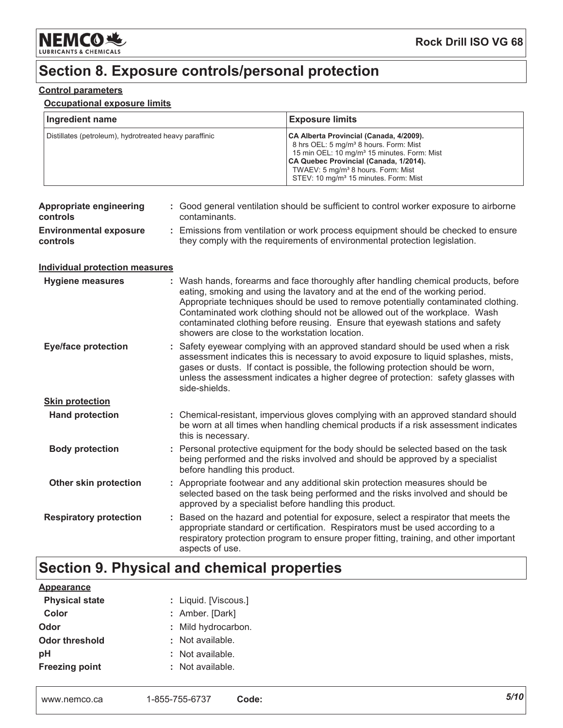## Section 8. Exposure controls/personal protection

**Control parameters**

**Occupational exposure limits**

| Ingredient name | Exposure limits |
| --- | --- |
| Distillates (petroleum), hydrotreated heavy paraffinic | **CA Alberta Provincial (Canada, 4/2009).**<br>8 hrs OEL: 5 mg/m³ 8 hours. Form: Mist<br>15 min OEL: 10 mg/m³ 15 minutes. Form: Mist<br>**CA Quebec Provincial (Canada, 1/2014).**<br>TWAEV: 5 mg/m³ 8 hours. Form: Mist<br>STEV: 10 mg/m³ 15 minutes. Form: Mist |

**Appropriate engineering controls** : Good general ventilation should be sufficient to control worker exposure to airborne contaminants.

**Environmental exposure controls** : Emissions from ventilation or work process equipment should be checked to ensure they comply with the requirements of environmental protection legislation.

**Individual protection measures**

**Hygiene measures** : Wash hands, forearms and face thoroughly after handling chemical products, before eating, smoking and using the lavatory and at the end of the working period. Appropriate techniques should be used to remove potentially contaminated clothing. Contaminated work clothing should not be allowed out of the workplace. Wash contaminated clothing before reusing. Ensure that eyewash stations and safety showers are close to the workstation location.

**Eye/face protection** : Safety eyewear complying with an approved standard should be used when a risk assessment indicates this is necessary to avoid exposure to liquid splashes, mists, gases or dusts. If contact is possible, the following protection should be worn, unless the assessment indicates a higher degree of protection: safety glasses with side-shields.

**Skin protection**

**Hand protection** : Chemical-resistant, impervious gloves complying with an approved standard should be worn at all times when handling chemical products if a risk assessment indicates this is necessary.

**Body protection** : Personal protective equipment for the body should be selected based on the task being performed and the risks involved and should be approved by a specialist before handling this product.

**Other skin protection** : Appropriate footwear and any additional skin protection measures should be selected based on the task being performed and the risks involved and should be approved by a specialist before handling this product.

**Respiratory protection** : Based on the hazard and potential for exposure, select a respirator that meets the appropriate standard or certification. Respirators must be used according to a respiratory protection program to ensure proper fitting, training, and other important aspects of use.

## Section 9. Physical and chemical properties

**Appearance**

**Physical state** : Liquid. [Viscous.]

**Color** : Amber. [Dark]

**Odor** : Mild hydrocarbon.

**Odor threshold** : Not available.

**pH** : Not available.

**Freezing point** : Not available.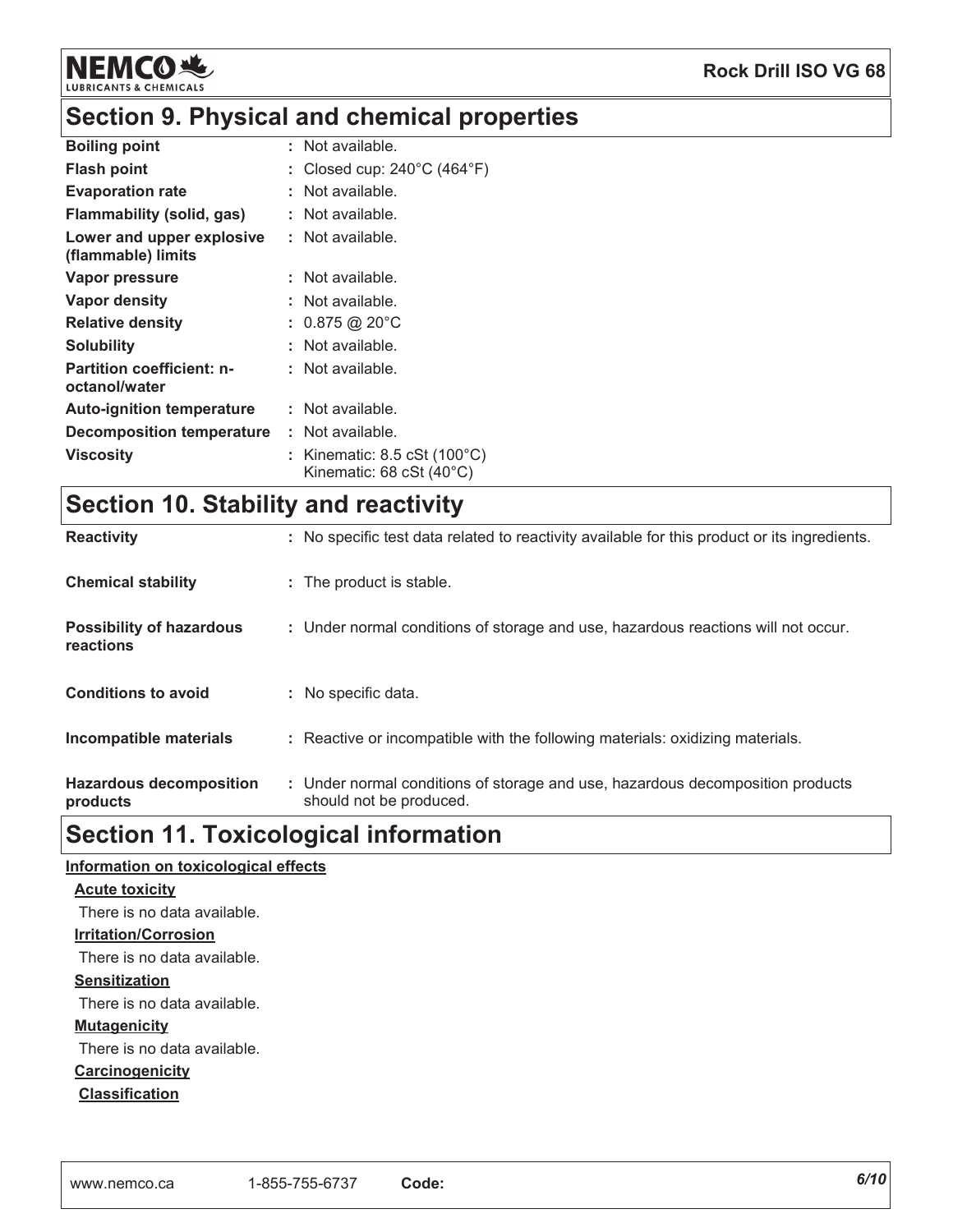## Section 9. Physical and chemical properties

| | |
|---|---|
| **Boiling point** | : Not available. |
| **Flash point** | : Closed cup: 240°C (464°F) |
| **Evaporation rate** | : Not available. |
| **Flammability (solid, gas)** | : Not available. |
| **Lower and upper explosive (flammable) limits** | : Not available. |
| **Vapor pressure** | : Not available. |
| **Vapor density** | : Not available. |
| **Relative density** | : 0.875 @ 20°C |
| **Solubility** | : Not available. |
| **Partition coefficient: n-octanol/water** | : Not available. |
| **Auto-ignition temperature** | : Not available. |
| **Decomposition temperature** | : Not available. |
| **Viscosity** | : Kinematic: 8.5 cSt (100°C)<br>Kinematic: 68 cSt (40°C) |

## Section 10. Stability and reactivity

| | |
|---|---|
| **Reactivity** | : No specific test data related to reactivity available for this product or its ingredients. |
| **Chemical stability** | : The product is stable. |
| **Possibility of hazardous reactions** | : Under normal conditions of storage and use, hazardous reactions will not occur. |
| **Conditions to avoid** | : No specific data. |
| **Incompatible materials** | : Reactive or incompatible with the following materials: oxidizing materials. |
| **Hazardous decomposition products** | : Under normal conditions of storage and use, hazardous decomposition products should not be produced. |

## Section 11. Toxicological information

**Information on toxicological effects**

**Acute toxicity**

There is no data available.

**Irritation/Corrosion**

There is no data available.

**Sensitization**

There is no data available.

**Mutagenicity**

There is no data available.

**Carcinogenicity**

**Classification**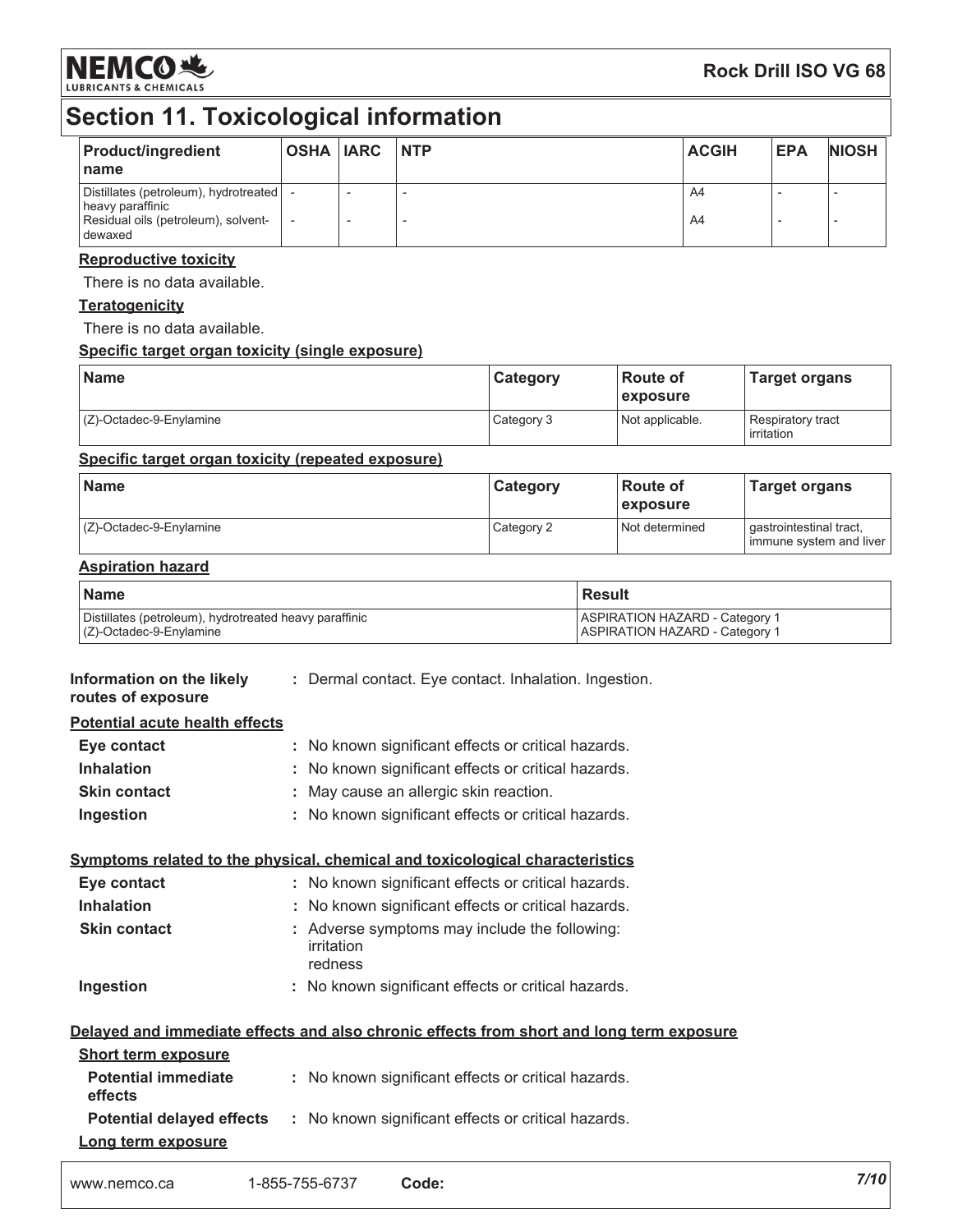# Section 11. Toxicological information

| Product/ingredient name | OSHA | IARC | NTP | ACGIH | EPA | NIOSH |
|---|---|---|---|---|---|---|
| Distillates (petroleum), hydrotreated heavy paraffinic | - | - | - | A4 | - | - |
| Residual oils (petroleum), solvent-dewaxed | - | - | - | A4 | - | - |

**Reproductive toxicity**

There is no data available.

**Teratogenicity**

There is no data available.

**Specific target organ toxicity (single exposure)**

| Name | Category | Route of exposure | Target organs |
|---|---|---|---|
| (Z)-Octadec-9-Enylamine | Category 3 | Not applicable. | Respiratory tract irritation |

**Specific target organ toxicity (repeated exposure)**

| Name | Category | Route of exposure | Target organs |
|---|---|---|---|
| (Z)-Octadec-9-Enylamine | Category 2 | Not determined | gastrointestinal tract, immune system and liver |

**Aspiration hazard**

| Name | Result |
|---|---|
| Distillates (petroleum), hydrotreated heavy paraffinic | ASPIRATION HAZARD - Category 1 |
| (Z)-Octadec-9-Enylamine | ASPIRATION HAZARD - Category 1 |

**Information on the likely routes of exposure** : Dermal contact. Eye contact. Inhalation. Ingestion.

**Potential acute health effects**

- **Eye contact** : No known significant effects or critical hazards.
- **Inhalation** : No known significant effects or critical hazards.
- **Skin contact** : May cause an allergic skin reaction.
- **Ingestion** : No known significant effects or critical hazards.

**Symptoms related to the physical, chemical and toxicological characteristics**

- **Eye contact** : No known significant effects or critical hazards.
- **Inhalation** : No known significant effects or critical hazards.
- **Skin contact** : Adverse symptoms may include the following:
  irritation
  redness
- **Ingestion** : No known significant effects or critical hazards.

**Delayed and immediate effects and also chronic effects from short and long term exposure**

**Short term exposure**

- **Potential immediate effects** : No known significant effects or critical hazards.
- **Potential delayed effects** : No known significant effects or critical hazards.

**Long term exposure**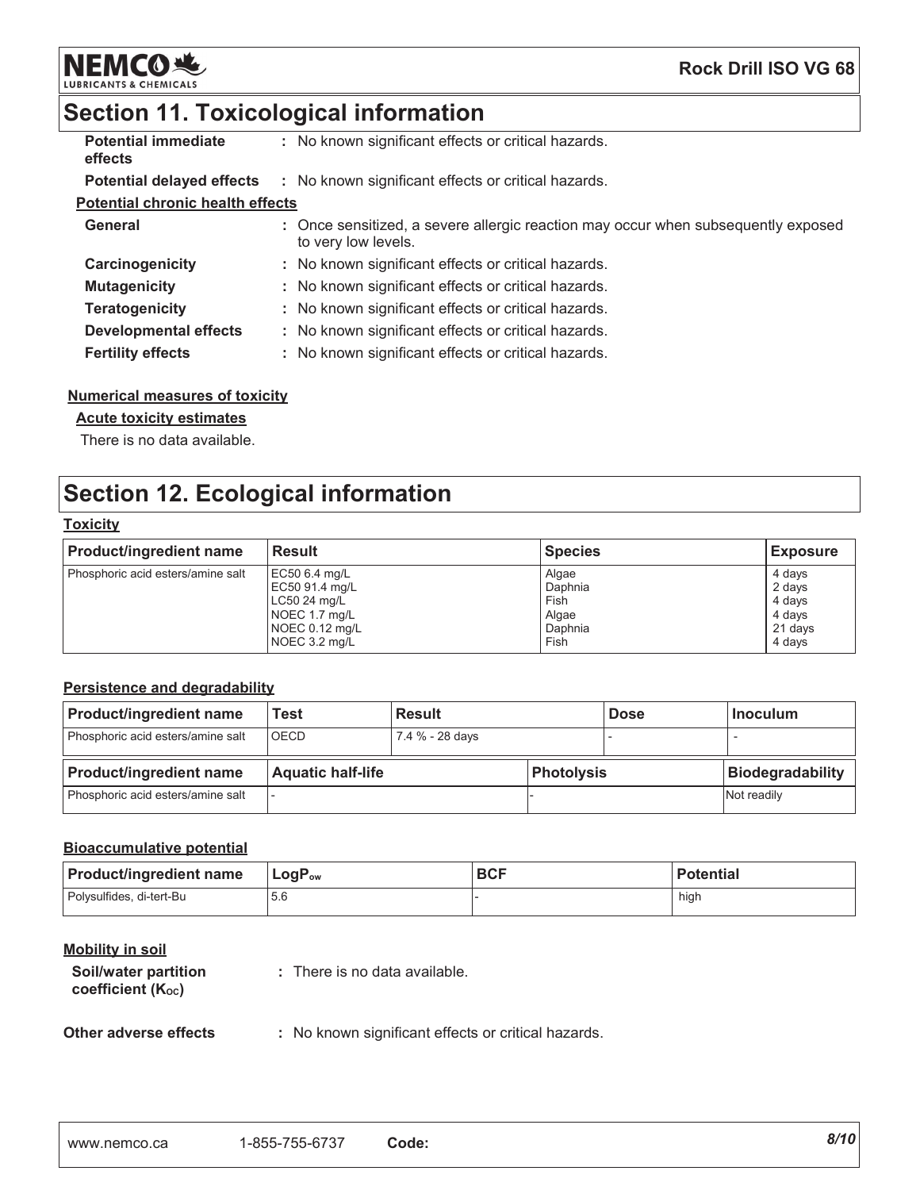## Section 11. Toxicological information

| | |
|---|---|
| **Potential immediate effects** | : No known significant effects or critical hazards. |
| **Potential delayed effects** | : No known significant effects or critical hazards. |

**Potential chronic health effects**

| | |
|---|---|
| **General** | : Once sensitized, a severe allergic reaction may occur when subsequently exposed to very low levels. |
| **Carcinogenicity** | : No known significant effects or critical hazards. |
| **Mutagenicity** | : No known significant effects or critical hazards. |
| **Teratogenicity** | : No known significant effects or critical hazards. |
| **Developmental effects** | : No known significant effects or critical hazards. |
| **Fertility effects** | : No known significant effects or critical hazards. |

**Numerical measures of toxicity**

**Acute toxicity estimates**

There is no data available.

## Section 12. Ecological information

**Toxicity**

| Product/ingredient name | Result | Species | Exposure |
|---|---|---|---|
| Phosphoric acid esters/amine salt | EC50 6.4 mg/L | Algae | 4 days |
| | EC50 91.4 mg/L | Daphnia | 2 days |
| | LC50 24 mg/L | Fish | 4 days |
| | NOEC 1.7 mg/L | Algae | 4 days |
| | NOEC 0.12 mg/L | Daphnia | 21 days |
| | NOEC 3.2 mg/L | Fish | 4 days |

**Persistence and degradability**

| Product/ingredient name | Test | Result | Dose | Inoculum |
|---|---|---|---|---|
| Phosphoric acid esters/amine salt | OECD | 7.4 % - 28 days | - | - |

| Product/ingredient name | Aquatic half-life | Photolysis | Biodegradability |
|---|---|---|---|
| Phosphoric acid esters/amine salt | - | - | Not readily |

**Bioaccumulative potential**

| Product/ingredient name | $LogP_{ow}$ | BCF | Potential |
|---|---|---|---|
| Polysulfides, di-tert-Bu | 5.6 | - | high |

**Mobility in soil**

| | |
|---|---|
| **Soil/water partition coefficient ($K_{OC}$)** | : There is no data available. |
| **Other adverse effects** | : No known significant effects or critical hazards. |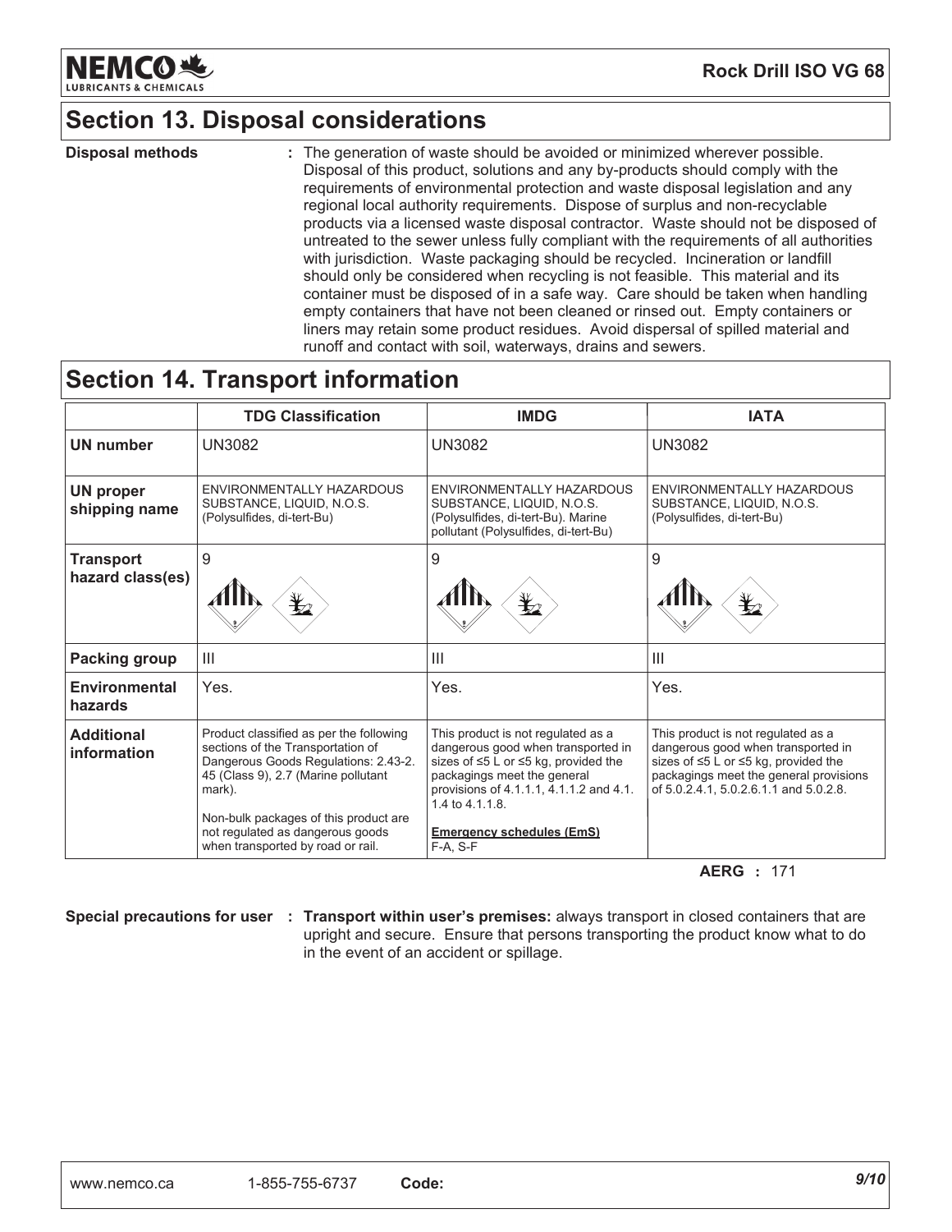## Section 13. Disposal considerations

**Disposal methods** : The generation of waste should be avoided or minimized wherever possible. Disposal of this product, solutions and any by-products should comply with the requirements of environmental protection and waste disposal legislation and any regional local authority requirements. Dispose of surplus and non-recyclable products via a licensed waste disposal contractor. Waste should not be disposed of untreated to the sewer unless fully compliant with the requirements of all authorities with jurisdiction. Waste packaging should be recycled. Incineration or landfill should only be considered when recycling is not feasible. This material and its container must be disposed of in a safe way. Care should be taken when handling empty containers that have not been cleaned or rinsed out. Empty containers or liners may retain some product residues. Avoid dispersal of spilled material and runoff and contact with soil, waterways, drains and sewers.

## Section 14. Transport information

| | TDG Classification | IMDG | IATA |
|---|---|---|---|
| **UN number** | UN3082 | UN3082 | UN3082 |
| **UN proper shipping name** | ENVIRONMENTALLY HAZARDOUS SUBSTANCE, LIQUID, N.O.S. (Polysulfides, di-tert-Bu) | ENVIRONMENTALLY HAZARDOUS SUBSTANCE, LIQUID, N.O.S. (Polysulfides, di-tert-Bu). Marine pollutant (Polysulfides, di-tert-Bu) | ENVIRONMENTALLY HAZARDOUS SUBSTANCE, LIQUID, N.O.S. (Polysulfides, di-tert-Bu) |
| **Transport hazard class(es)** | 9 | 9 | 9 |
| **Packing group** | III | III | III |
| **Environmental hazards** | Yes. | Yes. | Yes. |
| **Additional information** | Product classified as per the following sections of the Transportation of Dangerous Goods Regulations: 2.43-2.45 (Class 9), 2.7 (Marine pollutant mark). Non-bulk packages of this product are not regulated as dangerous goods when transported by road or rail. | This product is not regulated as a dangerous good when transported in sizes of ≤5 L or ≤5 kg, provided the packagings meet the general provisions of 4.1.1.1, 4.1.1.2 and 4.1.1.4 to 4.1.1.8. **Emergency schedules (EmS)** F-A, S-F | This product is not regulated as a dangerous good when transported in sizes of ≤5 L or ≤5 kg, provided the packagings meet the general provisions of 5.0.2.4.1, 5.0.2.6.1.1 and 5.0.2.8. |

**AERG :** 171

**Special precautions for user** : **Transport within user's premises:** always transport in closed containers that are upright and secure. Ensure that persons transporting the product know what to do in the event of an accident or spillage.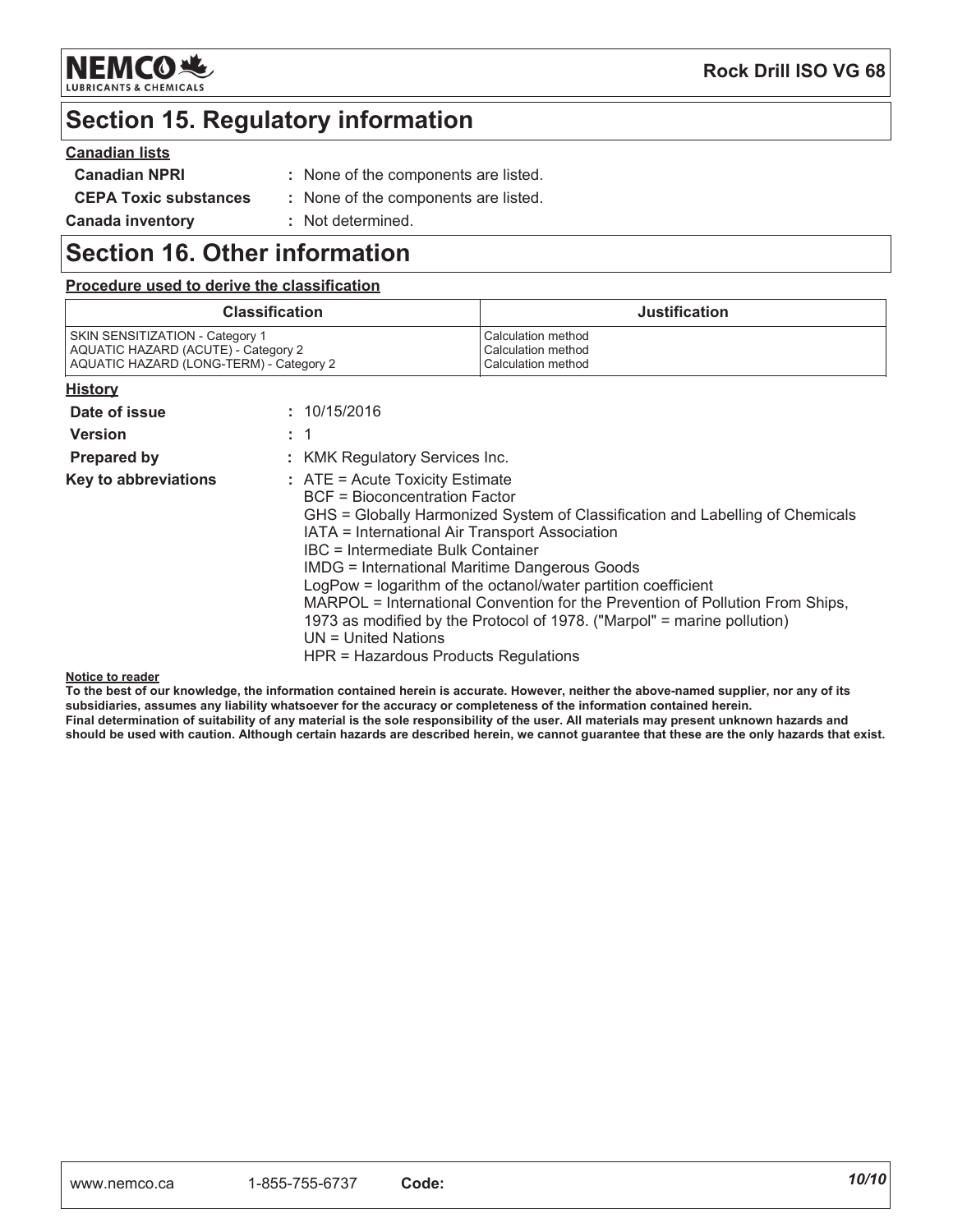## Section 15. Regulatory information

**Canadian lists**

**Canadian NPRI** : None of the components are listed.

**CEPA Toxic substances** : None of the components are listed.

**Canada inventory** : Not determined.

## Section 16. Other information

**Procedure used to derive the classification**

| Classification | Justification |
| --- | --- |
| SKIN SENSITIZATION - Category 1<br>AQUATIC HAZARD (ACUTE) - Category 2<br>AQUATIC HAZARD (LONG-TERM) - Category 2 | Calculation method<br>Calculation method<br>Calculation method |

**History**

**Date of issue** : 10/15/2016

**Version** : 1

**Prepared by** : KMK Regulatory Services Inc.

**Key to abbreviations** : ATE = Acute Toxicity Estimate
BCF = Bioconcentration Factor
GHS = Globally Harmonized System of Classification and Labelling of Chemicals
IATA = International Air Transport Association
IBC = Intermediate Bulk Container
IMDG = International Maritime Dangerous Goods
LogPow = logarithm of the octanol/water partition coefficient
MARPOL = International Convention for the Prevention of Pollution From Ships, 1973 as modified by the Protocol of 1978. ("Marpol" = marine pollution)
UN = United Nations
HPR = Hazardous Products Regulations

**Notice to reader**

**To the best of our knowledge, the information contained herein is accurate. However, neither the above-named supplier, nor any of its subsidiaries, assumes any liability whatsoever for the accuracy or completeness of the information contained herein.**
**Final determination of suitability of any material is the sole responsibility of the user. All materials may present unknown hazards and should be used with caution. Although certain hazards are described herein, we cannot guarantee that these are the only hazards that exist.**